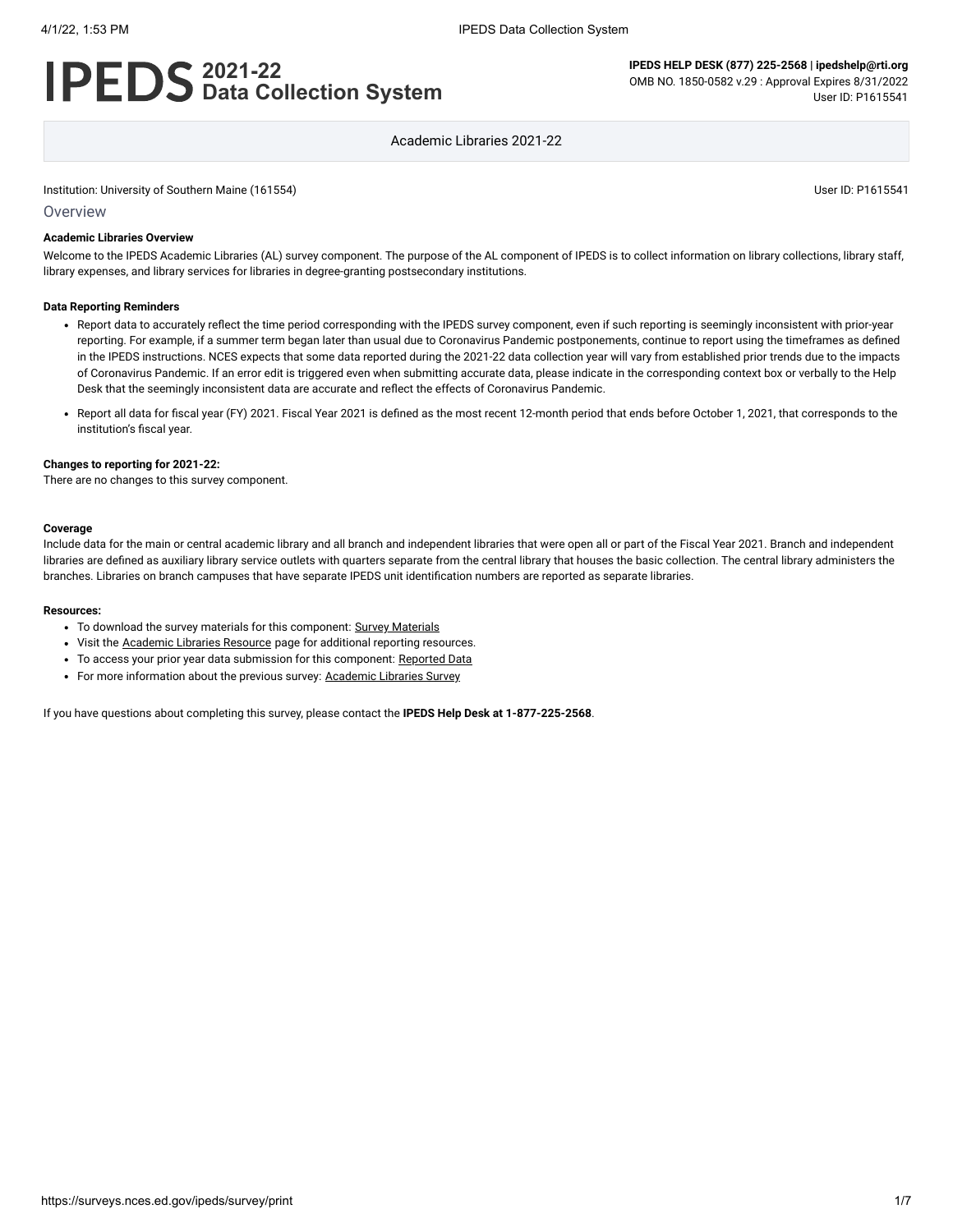# IPEDS 2021-22 Data Collection System

**IPEDS HELP DESK (877) 225-2568 | ipedshelp@rti.org**
OMB NO. 1850-0582 v.29 : Approval Expires 8/31/2022
User ID: P1615541

Academic Libraries 2021-22

Institution: University of Southern Maine (161554) User ID: P1615541

## Overview

**Academic Libraries Overview**

Welcome to the IPEDS Academic Libraries (AL) survey component. The purpose of the AL component of IPEDS is to collect information on library collections, library staff, library expenses, and library services for libraries in degree-granting postsecondary institutions.

**Data Reporting Reminders**

- Report data to accurately reflect the time period corresponding with the IPEDS survey component, even if such reporting is seemingly inconsistent with prior-year reporting. For example, if a summer term began later than usual due to Coronavirus Pandemic postponements, continue to report using the timeframes as defined in the IPEDS instructions. NCES expects that some data reported during the 2021-22 data collection year will vary from established prior trends due to the impacts of Coronavirus Pandemic. If an error edit is triggered even when submitting accurate data, please indicate in the corresponding context box or verbally to the Help Desk that the seemingly inconsistent data are accurate and reflect the effects of Coronavirus Pandemic.
- Report all data for fiscal year (FY) 2021. Fiscal Year 2021 is defined as the most recent 12-month period that ends before October 1, 2021, that corresponds to the institution's fiscal year.

**Changes to reporting for 2021-22:**
There are no changes to this survey component.

**Coverage**
Include data for the main or central academic library and all branch and independent libraries that were open all or part of the Fiscal Year 2021. Branch and independent libraries are defined as auxiliary library service outlets with quarters separate from the central library that houses the basic collection. The central library administers the branches. Libraries on branch campuses that have separate IPEDS unit identification numbers are reported as separate libraries.

**Resources:**

- To download the survey materials for this component: Survey Materials
- Visit the Academic Libraries Resource page for additional reporting resources.
- To access your prior year data submission for this component: Reported Data
- For more information about the previous survey: Academic Libraries Survey

If you have questions about completing this survey, please contact the **IPEDS Help Desk at 1-877-225-2568**.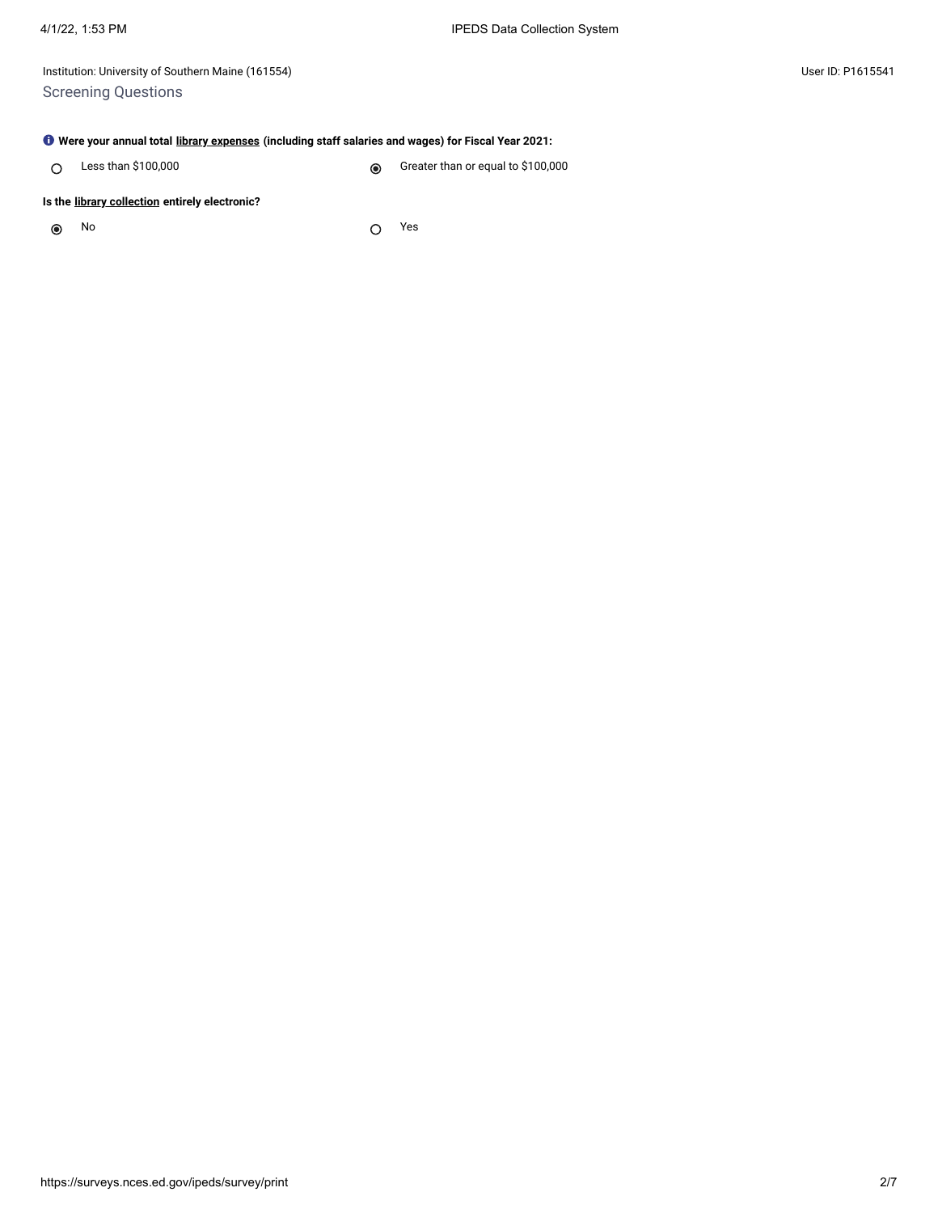Institution: University of Southern Maine (161554)

User ID: P1615541

## Screening Questions

**Were your annual total library expenses (including staff salaries and wages) for Fiscal Year 2021:**

- ○ Less than $100,000
- ◉ Greater than or equal to $100,000

**Is the library collection entirely electronic?**

- ◉ No
- ○ Yes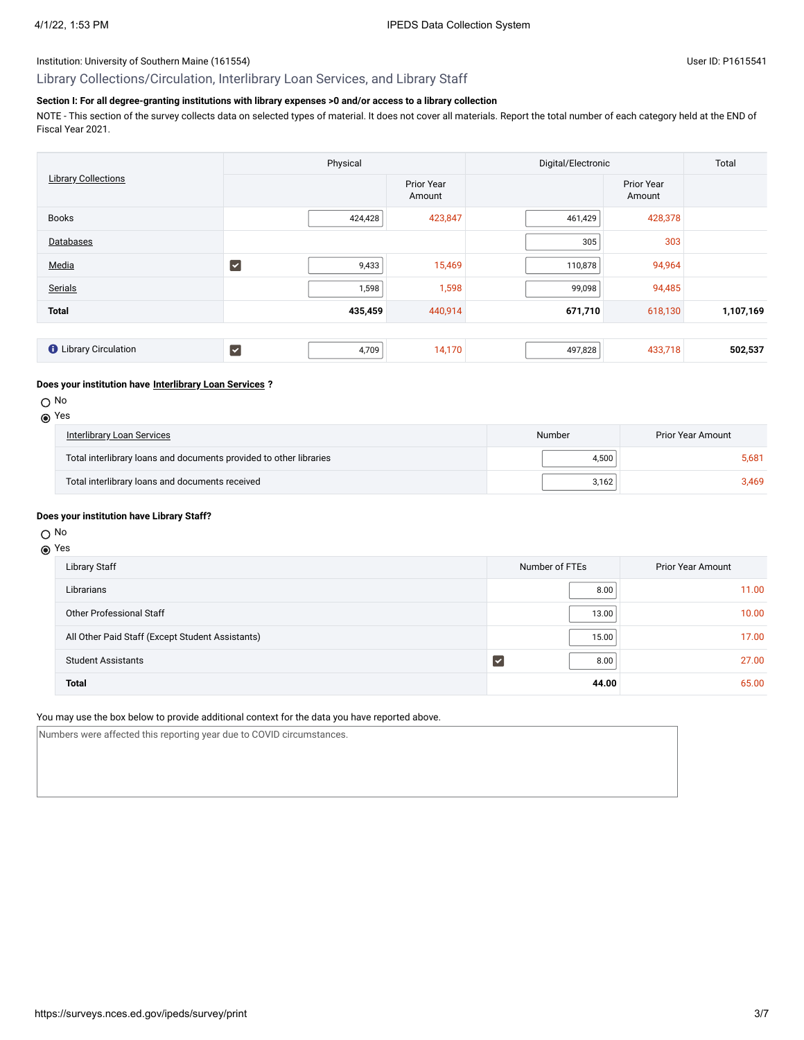Institution: University of Southern Maine (161554)

User ID: P1615541

## Library Collections/Circulation, Interlibrary Loan Services, and Library Staff

**Section I: For all degree-granting institutions with library expenses >0 and/or access to a library collection**

NOTE - This section of the survey collects data on selected types of material. It does not cover all materials. Report the total number of each category held at the END of Fiscal Year 2021.

| Library Collections | Physical | | | Digital/Electronic | | Total |
|---|---|---|---|---|---|---|
| | | | Prior Year Amount | | Prior Year Amount | |
| Books | | 424,428 | 423,847 | 461,429 | 428,378 | |
| Databases | | | | 305 | 303 | |
| Media | ☑ | 9,433 | 15,469 | 110,878 | 94,964 | |
| Serials | | 1,598 | 1,598 | 99,098 | 94,485 | |
| **Total** | | **435,459** | 440,914 | **671,710** | 618,130 | **1,107,169** |
| Library Circulation | ☑ | 4,709 | 14,170 | 497,828 | 433,718 | **502,537** |

**Does your institution have Interlibrary Loan Services ?**

○ No
◉ Yes

| Interlibrary Loan Services | Number | Prior Year Amount |
|---|---|---|
| Total interlibrary loans and documents provided to other libraries | 4,500 | 5,681 |
| Total interlibrary loans and documents received | 3,162 | 3,469 |

**Does your institution have Library Staff?**

○ No
◉ Yes

| Library Staff | | Number of FTEs | Prior Year Amount |
|---|---|---|---|
| Librarians | | 8.00 | 11.00 |
| Other Professional Staff | | 13.00 | 10.00 |
| All Other Paid Staff (Except Student Assistants) | | 15.00 | 17.00 |
| Student Assistants | ☑ | 8.00 | 27.00 |
| **Total** | | **44.00** | 65.00 |

You may use the box below to provide additional context for the data you have reported above.

Numbers were affected this reporting year due to COVID circumstances.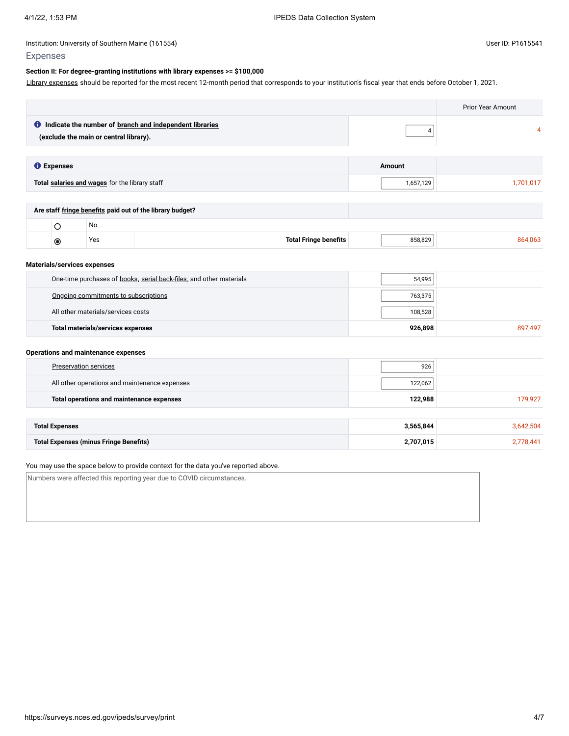Institution: University of Southern Maine (161554)

User ID: P1615541

## Expenses

**Section II: For degree-granting institutions with library expenses >= $100,000**

Library expenses should be reported for the most recent 12-month period that corresponds to your institution's fiscal year that ends before October 1, 2021.

| | | Prior Year Amount |
|---|---|---|
| **Indicate the number of branch and independent libraries (exclude the main or central library).** | 4 | 4 |

| **Expenses** | **Amount** | |
|---|---|---|
| **Total salaries and wages** for the library staff | 1,657,129 | 1,701,017 |

| **Are staff fringe benefits paid out of the library budget?** | | | |
|---|---|---|---|
| ○ No | | | |
| ◉ Yes | **Total Fringe benefits** | 858,829 | 864,063 |

**Materials/services expenses**

| | | |
|---|---|---|
| One-time purchases of books, serial back-files, and other materials | 54,995 | |
| Ongoing commitments to subscriptions | 763,375 | |
| All other materials/services costs | 108,528 | |
| **Total materials/services expenses** | **926,898** | 897,497 |

**Operations and maintenance expenses**

| | | |
|---|---|---|
| Preservation services | 926 | |
| All other operations and maintenance expenses | 122,062 | |
| **Total operations and maintenance expenses** | **122,988** | 179,927 |

| | | |
|---|---|---|
| **Total Expenses** | **3,565,844** | 3,642,504 |
| **Total Expenses (minus Fringe Benefits)** | **2,707,015** | 2,778,441 |

You may use the space below to provide context for the data you've reported above.

Numbers were affected this reporting year due to COVID circumstances.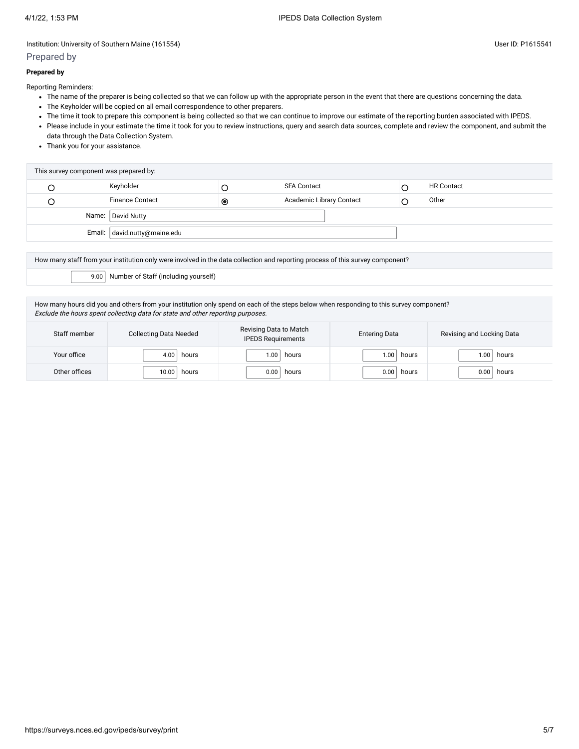Institution: University of Southern Maine (161554)

User ID: P1615541

## Prepared by

**Prepared by**

Reporting Reminders:

- The name of the preparer is being collected so that we can follow up with the appropriate person in the event that there are questions concerning the data.
- The Keyholder will be copied on all email correspondence to other preparers.
- The time it took to prepare this component is being collected so that we can continue to improve our estimate of the reporting burden associated with IPEDS.
- Please include in your estimate the time it took for you to review instructions, query and search data sources, complete and review the component, and submit the data through the Data Collection System.
- Thank you for your assistance.

| This survey component was prepared by: | | | | | |
|---|---|---|---|---|---|
| ○ | Keyholder | ○ | SFA Contact | ○ | HR Contact |
| ○ | Finance Contact | ◉ | Academic Library Contact | ○ | Other |
| Name: | David Nutty | | | | |
| Email: | david.nutty@maine.edu | | | | |

How many staff from your institution only were involved in the data collection and reporting process of this survey component?

9.00 Number of Staff (including yourself)

How many hours did you and others from your institution only spend on each of the steps below when responding to this survey component?
*Exclude the hours spent collecting data for state and other reporting purposes.*

| Staff member | Collecting Data Needed | Revising Data to Match IPEDS Requirements | Entering Data | Revising and Locking Data |
|---|---|---|---|---|
| Your office | 4.00 hours | 1.00 hours | 1.00 hours | 1.00 hours |
| Other offices | 10.00 hours | 0.00 hours | 0.00 hours | 0.00 hours |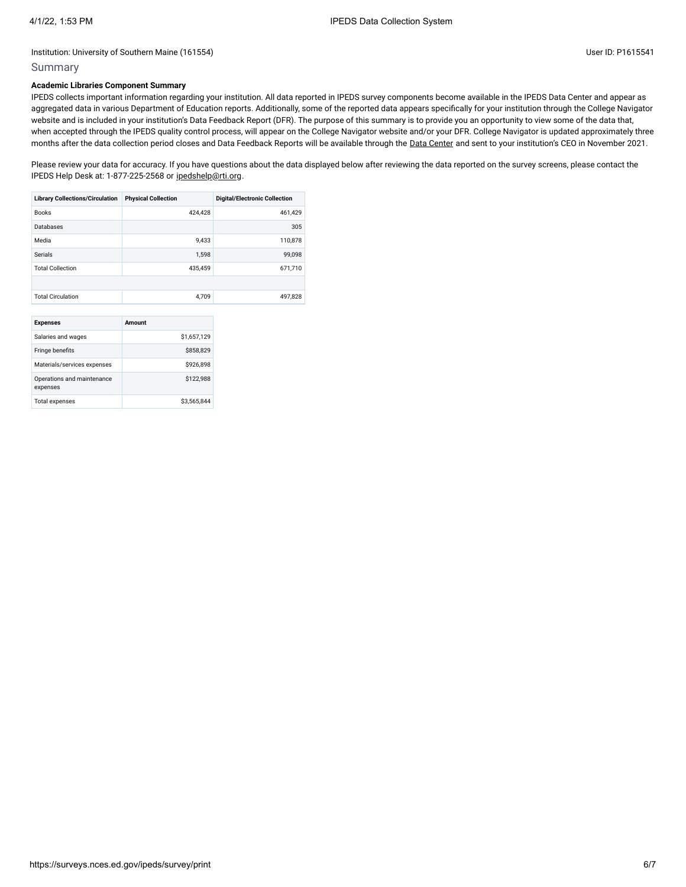Institution: University of Southern Maine (161554)

User ID: P1615541

## Summary

**Academic Libraries Component Summary**

IPEDS collects important information regarding your institution. All data reported in IPEDS survey components become available in the IPEDS Data Center and appear as aggregated data in various Department of Education reports. Additionally, some of the reported data appears specifically for your institution through the College Navigator website and is included in your institution's Data Feedback Report (DFR). The purpose of this summary is to provide you an opportunity to view some of the data that, when accepted through the IPEDS quality control process, will appear on the College Navigator website and/or your DFR. College Navigator is updated approximately three months after the data collection period closes and Data Feedback Reports will be available through the Data Center and sent to your institution's CEO in November 2021.

Please review your data for accuracy. If you have questions about the data displayed below after reviewing the data reported on the survey screens, please contact the IPEDS Help Desk at: 1-877-225-2568 or ipedshelp@rti.org.

| Library Collections/Circulation | Physical Collection | Digital/Electronic Collection |
|---|---|---|
| Books | 424,428 | 461,429 |
| Databases | | 305 |
| Media | 9,433 | 110,878 |
| Serials | 1,598 | 99,098 |
| Total Collection | 435,459 | 671,710 |
| | | |
| Total Circulation | 4,709 | 497,828 |

| Expenses | Amount |
|---|---|
| Salaries and wages | $1,657,129 |
| Fringe benefits | $858,829 |
| Materials/services expenses | $926,898 |
| Operations and maintenance expenses | $122,988 |
| Total expenses | $3,565,844 |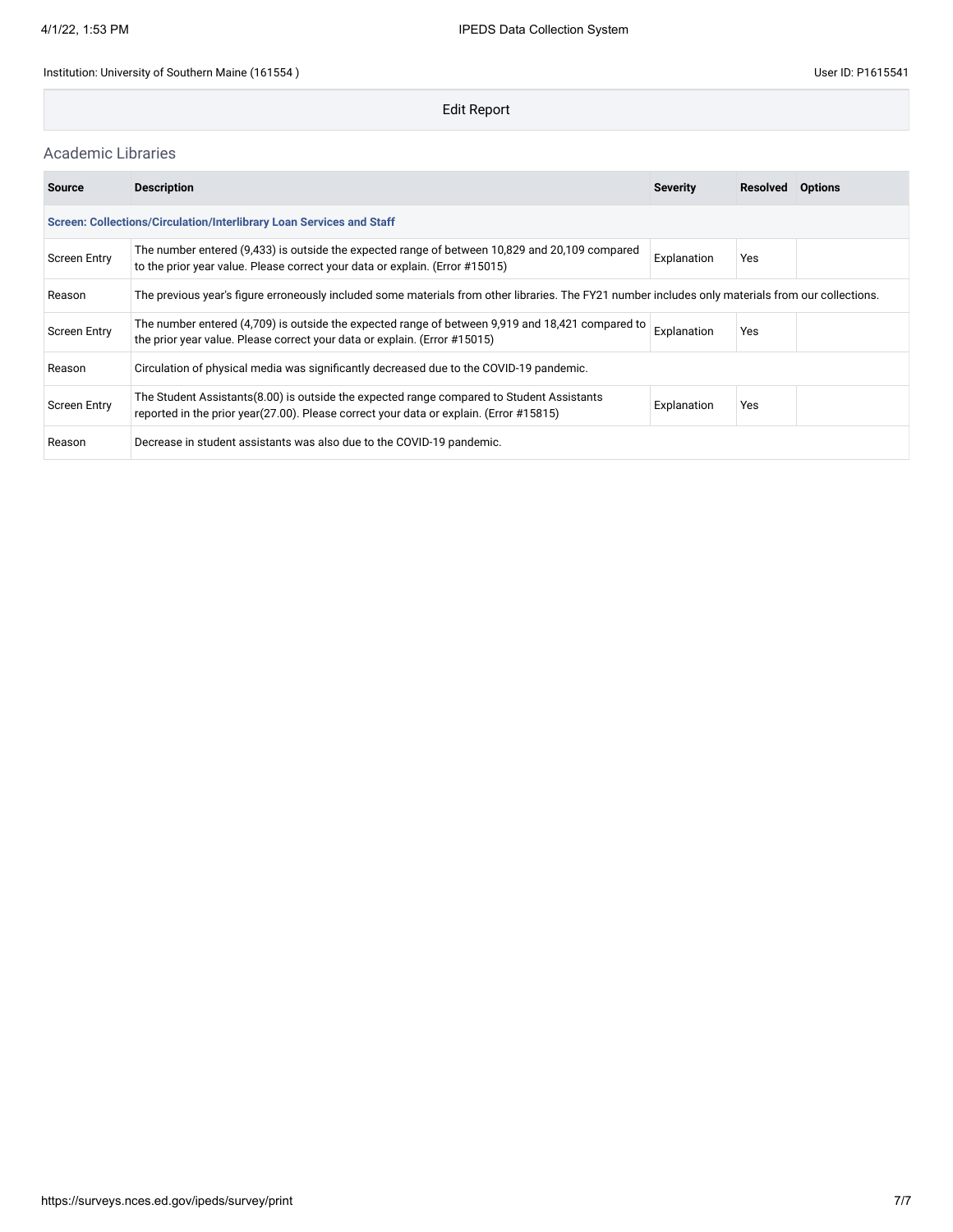Institution: University of Southern Maine (161554 )

User ID: P1615541

Edit Report

## Academic Libraries

| Source | Description | Severity | Resolved | Options |
|---|---|---|---|---|
| **Screen: Collections/Circulation/Interlibrary Loan Services and Staff** | | | | |
| Screen Entry | The number entered (9,433) is outside the expected range of between 10,829 and 20,109 compared to the prior year value. Please correct your data or explain. (Error #15015) | Explanation | Yes | |
| Reason | The previous year's figure erroneously included some materials from other libraries. The FY21 number includes only materials from our collections. | | | |
| Screen Entry | The number entered (4,709) is outside the expected range of between 9,919 and 18,421 compared to the prior year value. Please correct your data or explain. (Error #15015) | Explanation | Yes | |
| Reason | Circulation of physical media was significantly decreased due to the COVID-19 pandemic. | | | |
| Screen Entry | The Student Assistants(8.00) is outside the expected range compared to Student Assistants reported in the prior year(27.00). Please correct your data or explain. (Error #15815) | Explanation | Yes | |
| Reason | Decrease in student assistants was also due to the COVID-19 pandemic. | | | |